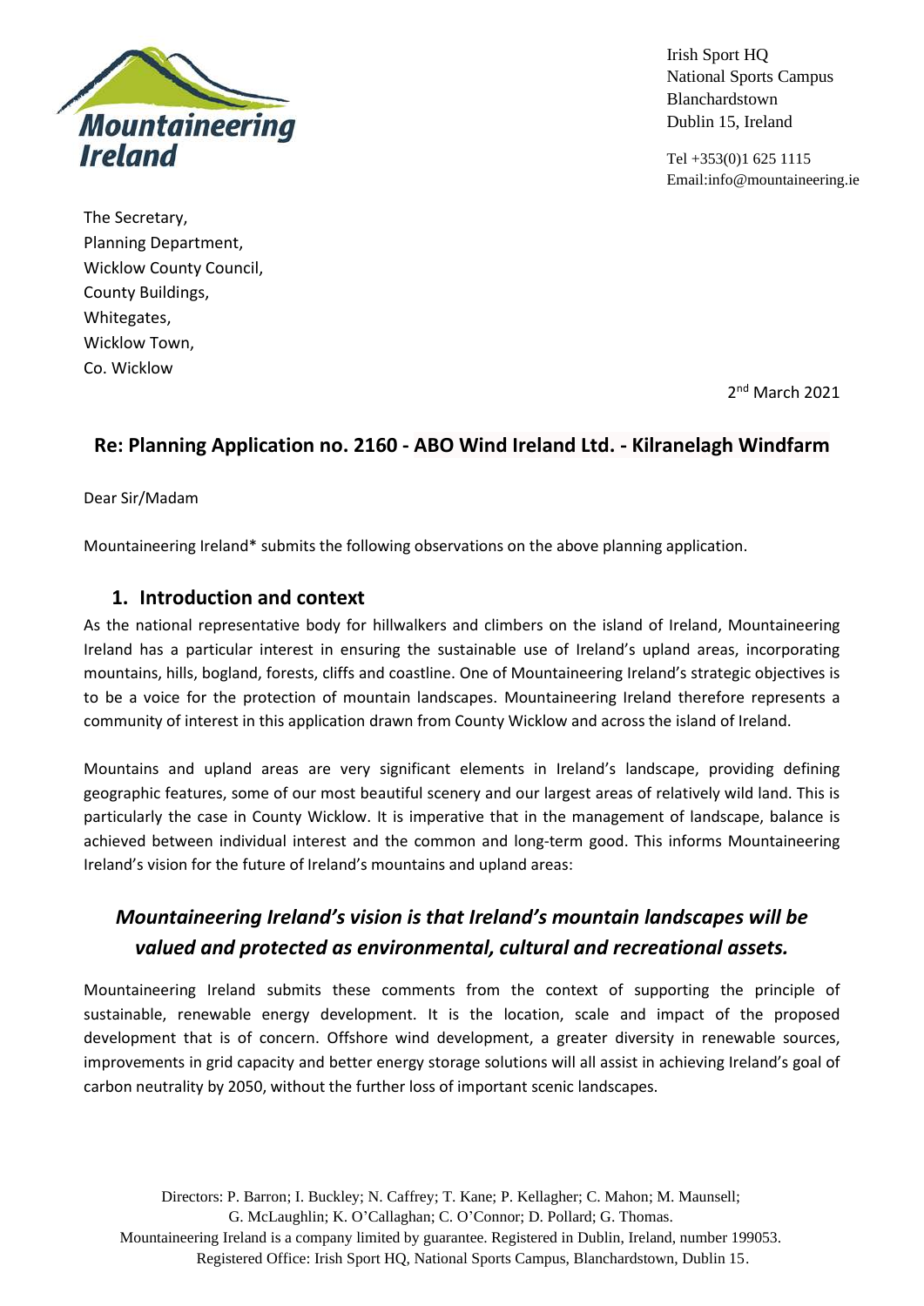Irish Sport HQ
National Sports Campus
Blanchardstown
Dublin 15, Ireland

Tel +353(0)1 625 1115
Email:info@mountaineering.ie

The Secretary,
Planning Department,
Wicklow County Council,
County Buildings,
Whitegates,
Wicklow Town,
Co. Wicklow

2nd March 2021

## Re: Planning Application no. 2160 - ABO Wind Ireland Ltd. - Kilranelagh Windfarm

Dear Sir/Madam

Mountaineering Ireland* submits the following observations on the above planning application.

### 1. Introduction and context

As the national representative body for hillwalkers and climbers on the island of Ireland, Mountaineering Ireland has a particular interest in ensuring the sustainable use of Ireland's upland areas, incorporating mountains, hills, bogland, forests, cliffs and coastline. One of Mountaineering Ireland's strategic objectives is to be a voice for the protection of mountain landscapes. Mountaineering Ireland therefore represents a community of interest in this application drawn from County Wicklow and across the island of Ireland.

Mountains and upland areas are very significant elements in Ireland's landscape, providing defining geographic features, some of our most beautiful scenery and our largest areas of relatively wild land. This is particularly the case in County Wicklow. It is imperative that in the management of landscape, balance is achieved between individual interest and the common and long-term good. This informs Mountaineering Ireland's vision for the future of Ireland's mountains and upland areas:

***Mountaineering Ireland's vision is that Ireland's mountain landscapes will be valued and protected as environmental, cultural and recreational assets.***

Mountaineering Ireland submits these comments from the context of supporting the principle of sustainable, renewable energy development. It is the location, scale and impact of the proposed development that is of concern. Offshore wind development, a greater diversity in renewable sources, improvements in grid capacity and better energy storage solutions will all assist in achieving Ireland's goal of carbon neutrality by 2050, without the further loss of important scenic landscapes.

Directors: P. Barron; I. Buckley; N. Caffrey; T. Kane; P. Kellagher; C. Mahon; M. Maunsell; G. McLaughlin; K. O'Callaghan; C. O'Connor; D. Pollard; G. Thomas.
Mountaineering Ireland is a company limited by guarantee. Registered in Dublin, Ireland, number 199053.
Registered Office: Irish Sport HQ, National Sports Campus, Blanchardstown, Dublin 15.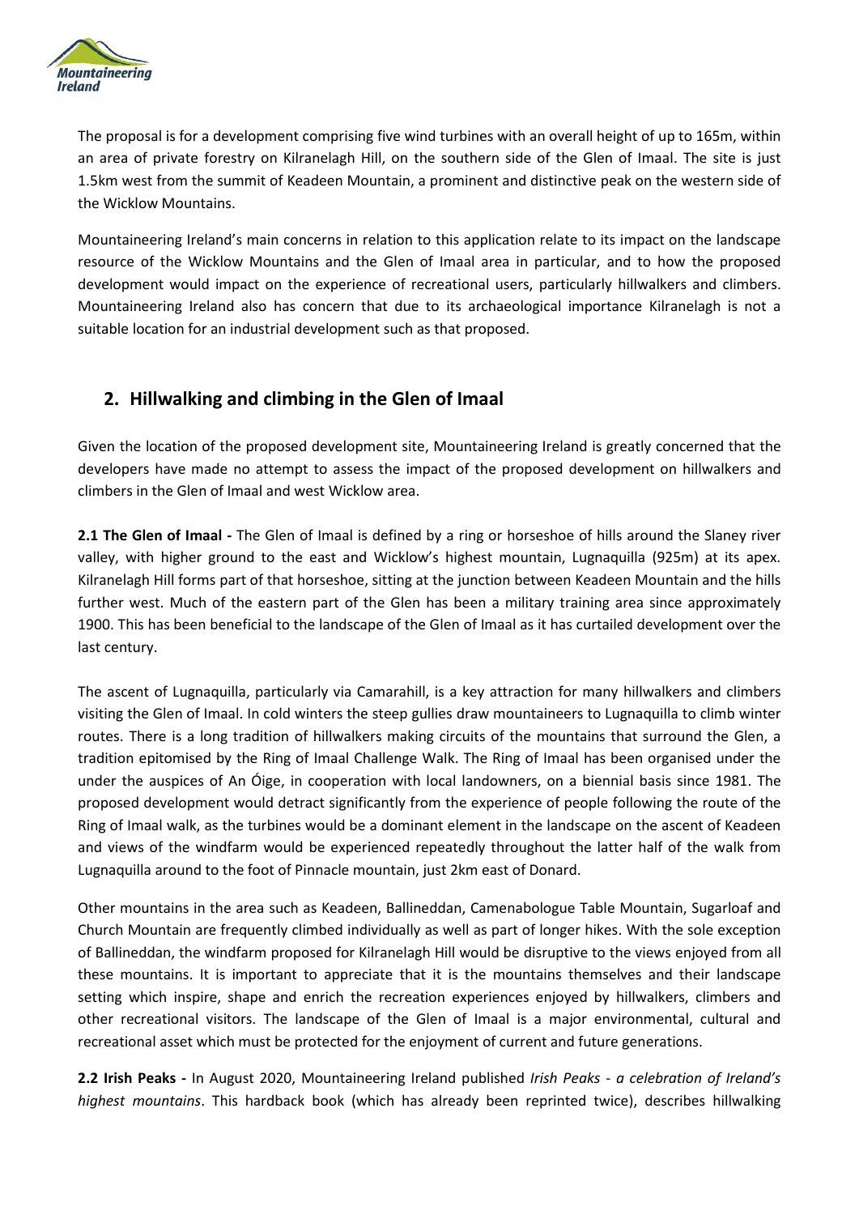The proposal is for a development comprising five wind turbines with an overall height of up to 165m, within an area of private forestry on Kilranelagh Hill, on the southern side of the Glen of Imaal. The site is just 1.5km west from the summit of Keadeen Mountain, a prominent and distinctive peak on the western side of the Wicklow Mountains.

Mountaineering Ireland's main concerns in relation to this application relate to its impact on the landscape resource of the Wicklow Mountains and the Glen of Imaal area in particular, and to how the proposed development would impact on the experience of recreational users, particularly hillwalkers and climbers. Mountaineering Ireland also has concern that due to its archaeological importance Kilranelagh is not a suitable location for an industrial development such as that proposed.

## 2. Hillwalking and climbing in the Glen of Imaal

Given the location of the proposed development site, Mountaineering Ireland is greatly concerned that the developers have made no attempt to assess the impact of the proposed development on hillwalkers and climbers in the Glen of Imaal and west Wicklow area.

**2.1 The Glen of Imaal -** The Glen of Imaal is defined by a ring or horseshoe of hills around the Slaney river valley, with higher ground to the east and Wicklow's highest mountain, Lugnaquilla (925m) at its apex. Kilranelagh Hill forms part of that horseshoe, sitting at the junction between Keadeen Mountain and the hills further west. Much of the eastern part of the Glen has been a military training area since approximately 1900. This has been beneficial to the landscape of the Glen of Imaal as it has curtailed development over the last century.

The ascent of Lugnaquilla, particularly via Camarahill, is a key attraction for many hillwalkers and climbers visiting the Glen of Imaal. In cold winters the steep gullies draw mountaineers to Lugnaquilla to climb winter routes. There is a long tradition of hillwalkers making circuits of the mountains that surround the Glen, a tradition epitomised by the Ring of Imaal Challenge Walk. The Ring of Imaal has been organised under the under the auspices of An Óige, in cooperation with local landowners, on a biennial basis since 1981. The proposed development would detract significantly from the experience of people following the route of the Ring of Imaal walk, as the turbines would be a dominant element in the landscape on the ascent of Keadeen and views of the windfarm would be experienced repeatedly throughout the latter half of the walk from Lugnaquilla around to the foot of Pinnacle mountain, just 2km east of Donard.

Other mountains in the area such as Keadeen, Ballineddan, Camenabologue Table Mountain, Sugarloaf and Church Mountain are frequently climbed individually as well as part of longer hikes. With the sole exception of Ballineddan, the windfarm proposed for Kilranelagh Hill would be disruptive to the views enjoyed from all these mountains. It is important to appreciate that it is the mountains themselves and their landscape setting which inspire, shape and enrich the recreation experiences enjoyed by hillwalkers, climbers and other recreational visitors. The landscape of the Glen of Imaal is a major environmental, cultural and recreational asset which must be protected for the enjoyment of current and future generations.

**2.2 Irish Peaks -** In August 2020, Mountaineering Ireland published *Irish Peaks - a celebration of Ireland's highest mountains*. This hardback book (which has already been reprinted twice), describes hillwalking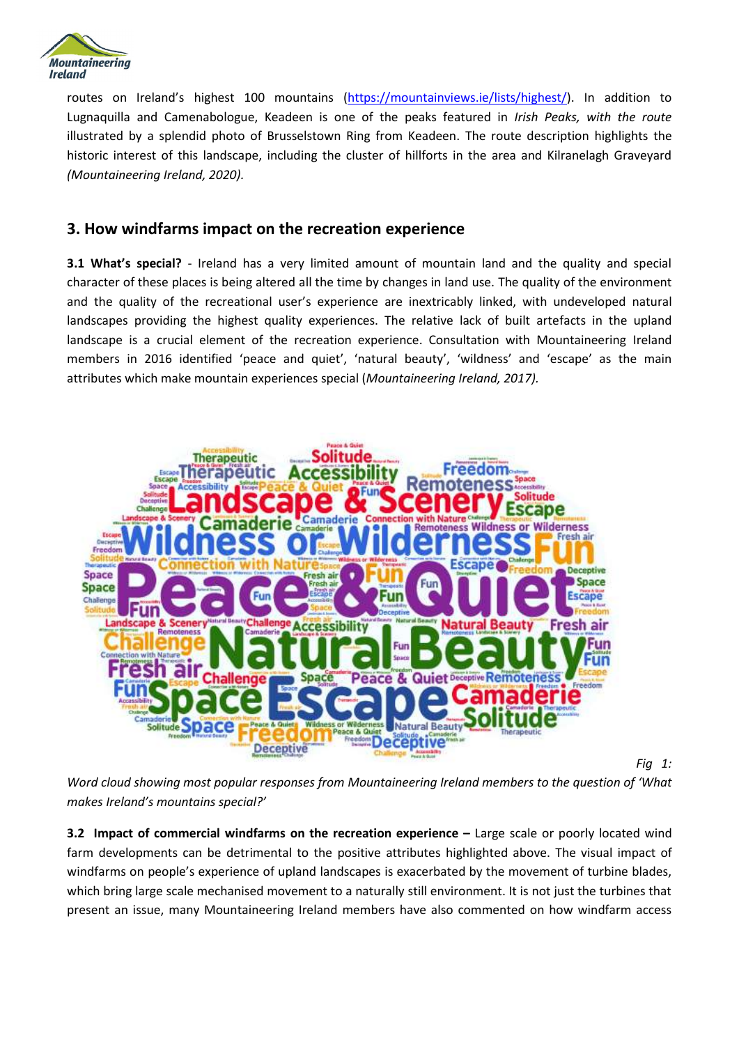routes on Ireland's highest 100 mountains (https://mountainviews.ie/lists/highest/). In addition to Lugnaquilla and Camenabologue, Keadeen is one of the peaks featured in *Irish Peaks, with the route* illustrated by a splendid photo of Brusselstown Ring from Keadeen. The route description highlights the historic interest of this landscape, including the cluster of hillforts in the area and Kilranelagh Graveyard *(Mountaineering Ireland, 2020).*

## 3. How windfarms impact on the recreation experience

**3.1 What's special?** - Ireland has a very limited amount of mountain land and the quality and special character of these places is being altered all the time by changes in land use. The quality of the environment and the quality of the recreational user's experience are inextricably linked, with undeveloped natural landscapes providing the highest quality experiences. The relative lack of built artefacts in the upland landscape is a crucial element of the recreation experience. Consultation with Mountaineering Ireland members in 2016 identified 'peace and quiet', 'natural beauty', 'wildness' and 'escape' as the main attributes which make mountain experiences special (*Mountaineering Ireland, 2017).*

*Fig 1: Word cloud showing most popular responses from Mountaineering Ireland members to the question of 'What makes Ireland's mountains special?'*

**3.2 Impact of commercial windfarms on the recreation experience –** Large scale or poorly located wind farm developments can be detrimental to the positive attributes highlighted above. The visual impact of windfarms on people's experience of upland landscapes is exacerbated by the movement of turbine blades, which bring large scale mechanised movement to a naturally still environment. It is not just the turbines that present an issue, many Mountaineering Ireland members have also commented on how windfarm access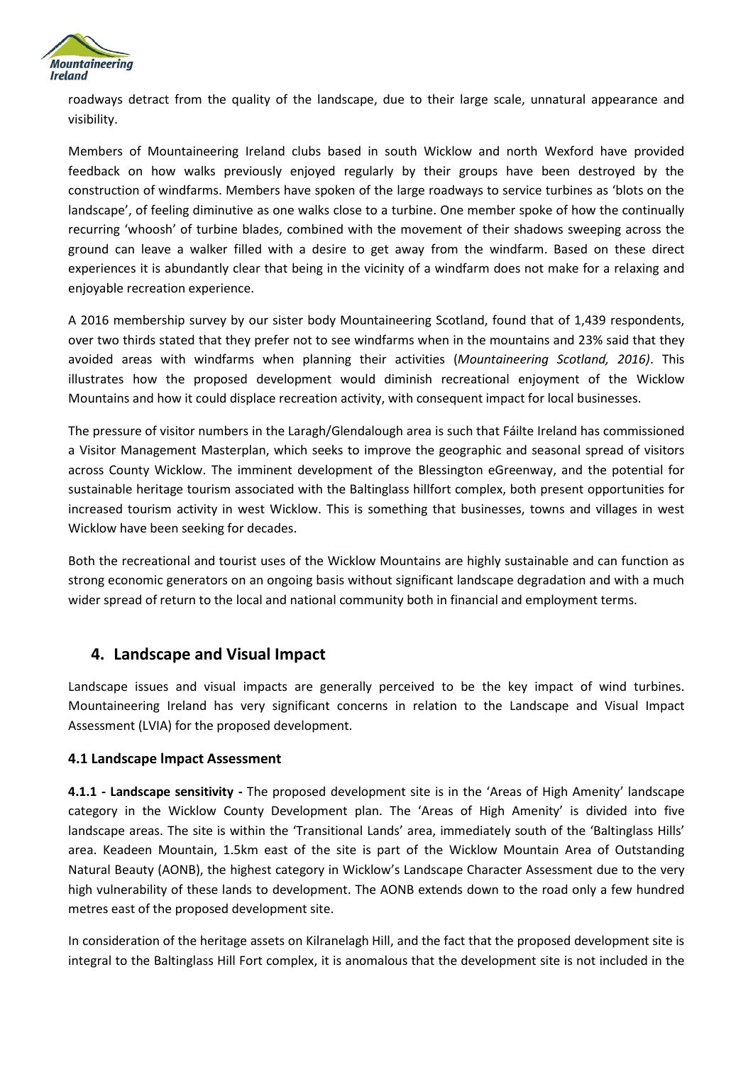roadways detract from the quality of the landscape, due to their large scale, unnatural appearance and visibility.

Members of Mountaineering Ireland clubs based in south Wicklow and north Wexford have provided feedback on how walks previously enjoyed regularly by their groups have been destroyed by the construction of windfarms. Members have spoken of the large roadways to service turbines as 'blots on the landscape', of feeling diminutive as one walks close to a turbine. One member spoke of how the continually recurring 'whoosh' of turbine blades, combined with the movement of their shadows sweeping across the ground can leave a walker filled with a desire to get away from the windfarm. Based on these direct experiences it is abundantly clear that being in the vicinity of a windfarm does not make for a relaxing and enjoyable recreation experience.

A 2016 membership survey by our sister body Mountaineering Scotland, found that of 1,439 respondents, over two thirds stated that they prefer not to see windfarms when in the mountains and 23% said that they avoided areas with windfarms when planning their activities (*Mountaineering Scotland, 2016)*. This illustrates how the proposed development would diminish recreational enjoyment of the Wicklow Mountains and how it could displace recreation activity, with consequent impact for local businesses.

The pressure of visitor numbers in the Laragh/Glendalough area is such that Fáilte Ireland has commissioned a Visitor Management Masterplan, which seeks to improve the geographic and seasonal spread of visitors across County Wicklow. The imminent development of the Blessington eGreenway, and the potential for sustainable heritage tourism associated with the Baltinglass hillfort complex, both present opportunities for increased tourism activity in west Wicklow. This is something that businesses, towns and villages in west Wicklow have been seeking for decades.

Both the recreational and tourist uses of the Wicklow Mountains are highly sustainable and can function as strong economic generators on an ongoing basis without significant landscape degradation and with a much wider spread of return to the local and national community both in financial and employment terms.

## 4. Landscape and Visual Impact

Landscape issues and visual impacts are generally perceived to be the key impact of wind turbines. Mountaineering Ireland has very significant concerns in relation to the Landscape and Visual Impact Assessment (LVIA) for the proposed development.

### 4.1 Landscape Impact Assessment

**4.1.1 - Landscape sensitivity -** The proposed development site is in the 'Areas of High Amenity' landscape category in the Wicklow County Development plan. The 'Areas of High Amenity' is divided into five landscape areas. The site is within the 'Transitional Lands' area, immediately south of the 'Baltinglass Hills' area. Keadeen Mountain, 1.5km east of the site is part of the Wicklow Mountain Area of Outstanding Natural Beauty (AONB), the highest category in Wicklow's Landscape Character Assessment due to the very high vulnerability of these lands to development. The AONB extends down to the road only a few hundred metres east of the proposed development site.

In consideration of the heritage assets on Kilranelagh Hill, and the fact that the proposed development site is integral to the Baltinglass Hill Fort complex, it is anomalous that the development site is not included in the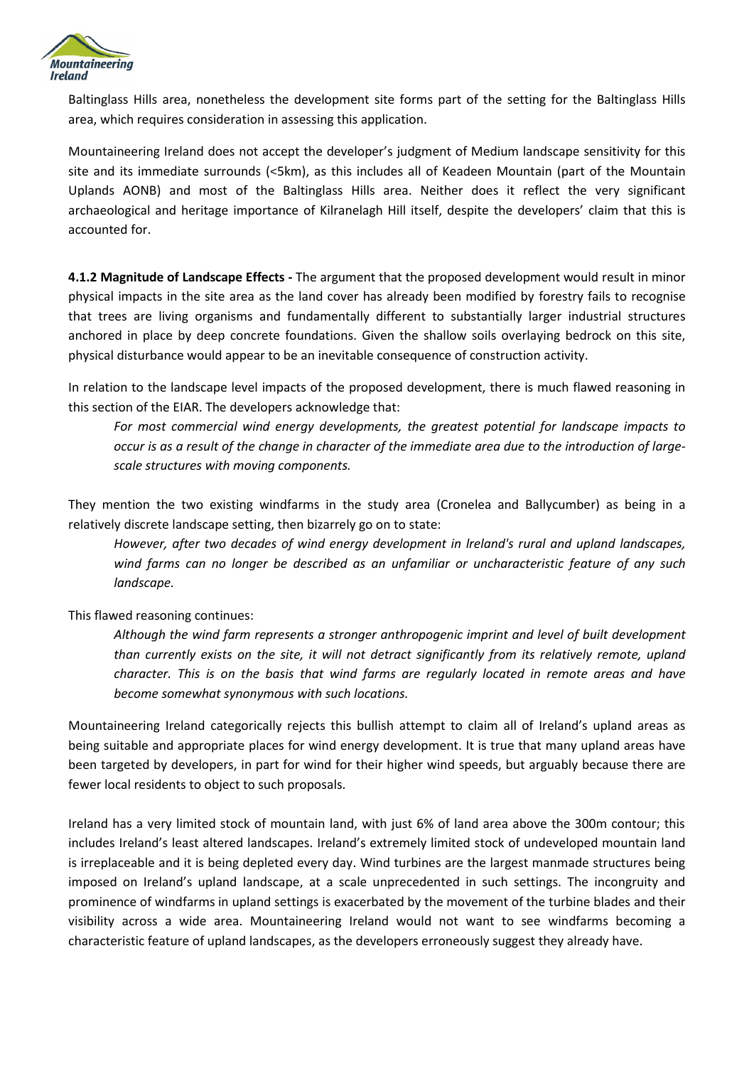Baltinglass Hills area, nonetheless the development site forms part of the setting for the Baltinglass Hills area, which requires consideration in assessing this application.

Mountaineering Ireland does not accept the developer's judgment of Medium landscape sensitivity for this site and its immediate surrounds (<5km), as this includes all of Keadeen Mountain (part of the Mountain Uplands AONB) and most of the Baltinglass Hills area. Neither does it reflect the very significant archaeological and heritage importance of Kilranelagh Hill itself, despite the developers' claim that this is accounted for.

**4.1.2 Magnitude of Landscape Effects -** The argument that the proposed development would result in minor physical impacts in the site area as the land cover has already been modified by forestry fails to recognise that trees are living organisms and fundamentally different to substantially larger industrial structures anchored in place by deep concrete foundations. Given the shallow soils overlaying bedrock on this site, physical disturbance would appear to be an inevitable consequence of construction activity.

In relation to the landscape level impacts of the proposed development, there is much flawed reasoning in this section of the EIAR. The developers acknowledge that:

> *For most commercial wind energy developments, the greatest potential for landscape impacts to occur is as a result of the change in character of the immediate area due to the introduction of large-scale structures with moving components.*

They mention the two existing windfarms in the study area (Cronelea and Ballycumber) as being in a relatively discrete landscape setting, then bizarrely go on to state:

> *However, after two decades of wind energy development in lreland's rural and upland landscapes, wind farms can no longer be described as an unfamiliar or uncharacteristic feature of any such landscape.*

This flawed reasoning continues:

> *Although the wind farm represents a stronger anthropogenic imprint and level of built development than currently exists on the site, it will not detract significantly from its relatively remote, upland character. This is on the basis that wind farms are regularly located in remote areas and have become somewhat synonymous with such locations.*

Mountaineering Ireland categorically rejects this bullish attempt to claim all of Ireland's upland areas as being suitable and appropriate places for wind energy development. It is true that many upland areas have been targeted by developers, in part for wind for their higher wind speeds, but arguably because there are fewer local residents to object to such proposals.

Ireland has a very limited stock of mountain land, with just 6% of land area above the 300m contour; this includes Ireland's least altered landscapes. Ireland's extremely limited stock of undeveloped mountain land is irreplaceable and it is being depleted every day. Wind turbines are the largest manmade structures being imposed on Ireland's upland landscape, at a scale unprecedented in such settings. The incongruity and prominence of windfarms in upland settings is exacerbated by the movement of the turbine blades and their visibility across a wide area. Mountaineering Ireland would not want to see windfarms becoming a characteristic feature of upland landscapes, as the developers erroneously suggest they already have.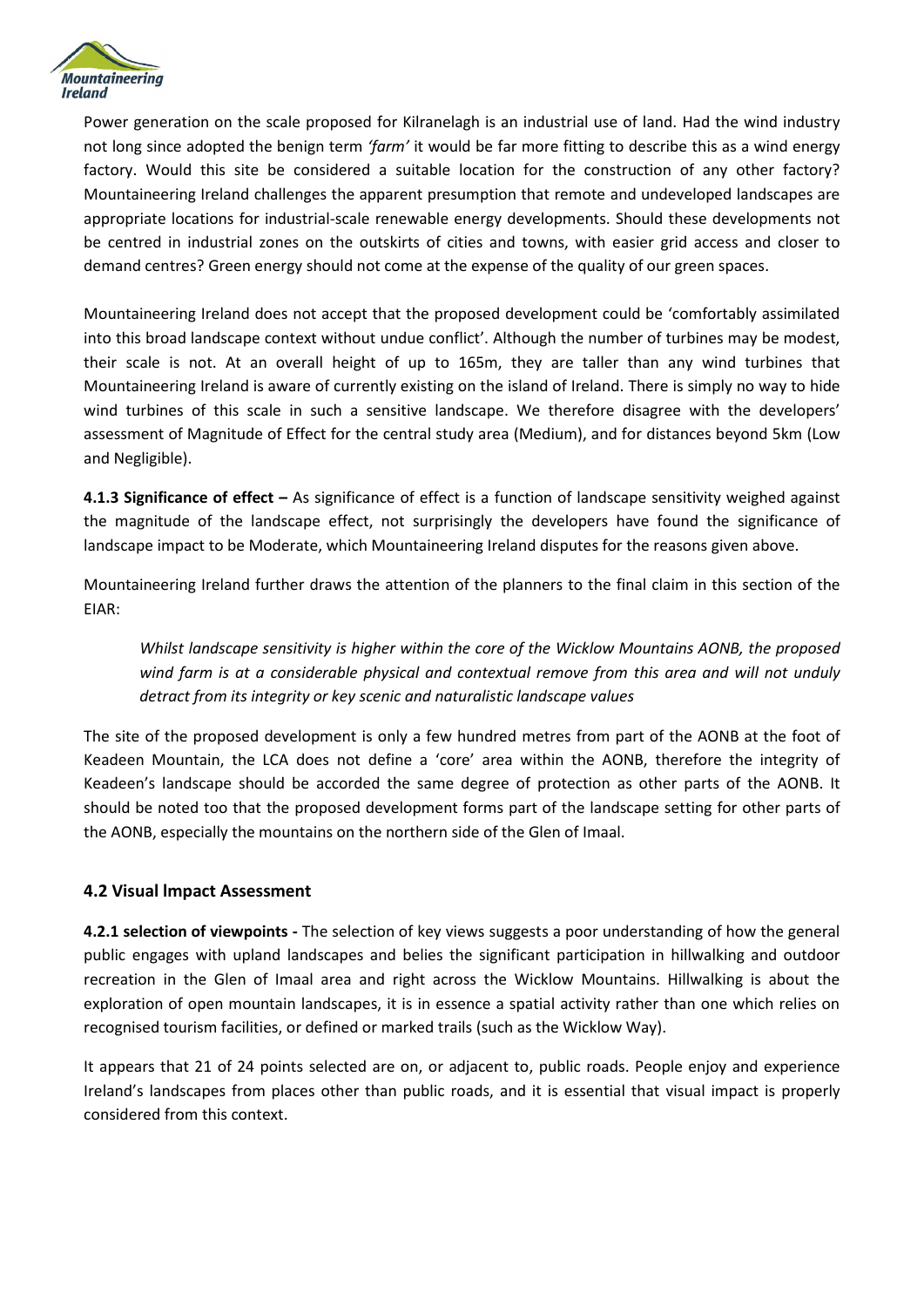Power generation on the scale proposed for Kilranelagh is an industrial use of land. Had the wind industry not long since adopted the benign term *'farm'* it would be far more fitting to describe this as a wind energy factory. Would this site be considered a suitable location for the construction of any other factory? Mountaineering Ireland challenges the apparent presumption that remote and undeveloped landscapes are appropriate locations for industrial-scale renewable energy developments. Should these developments not be centred in industrial zones on the outskirts of cities and towns, with easier grid access and closer to demand centres? Green energy should not come at the expense of the quality of our green spaces.

Mountaineering Ireland does not accept that the proposed development could be 'comfortably assimilated into this broad landscape context without undue conflict'. Although the number of turbines may be modest, their scale is not. At an overall height of up to 165m, they are taller than any wind turbines that Mountaineering Ireland is aware of currently existing on the island of Ireland. There is simply no way to hide wind turbines of this scale in such a sensitive landscape. We therefore disagree with the developers' assessment of Magnitude of Effect for the central study area (Medium), and for distances beyond 5km (Low and Negligible).

**4.1.3 Significance of effect –** As significance of effect is a function of landscape sensitivity weighed against the magnitude of the landscape effect, not surprisingly the developers have found the significance of landscape impact to be Moderate, which Mountaineering Ireland disputes for the reasons given above.

Mountaineering Ireland further draws the attention of the planners to the final claim in this section of the EIAR:

> *Whilst landscape sensitivity is higher within the core of the Wicklow Mountains AONB, the proposed wind farm is at a considerable physical and contextual remove from this area and will not unduly detract from its integrity or key scenic and naturalistic landscape values*

The site of the proposed development is only a few hundred metres from part of the AONB at the foot of Keadeen Mountain, the LCA does not define a 'core' area within the AONB, therefore the integrity of Keadeen's landscape should be accorded the same degree of protection as other parts of the AONB. It should be noted too that the proposed development forms part of the landscape setting for other parts of the AONB, especially the mountains on the northern side of the Glen of Imaal.

### 4.2 Visual lmpact Assessment

**4.2.1 selection of viewpoints -** The selection of key views suggests a poor understanding of how the general public engages with upland landscapes and belies the significant participation in hillwalking and outdoor recreation in the Glen of Imaal area and right across the Wicklow Mountains. Hillwalking is about the exploration of open mountain landscapes, it is in essence a spatial activity rather than one which relies on recognised tourism facilities, or defined or marked trails (such as the Wicklow Way).

It appears that 21 of 24 points selected are on, or adjacent to, public roads. People enjoy and experience Ireland's landscapes from places other than public roads, and it is essential that visual impact is properly considered from this context.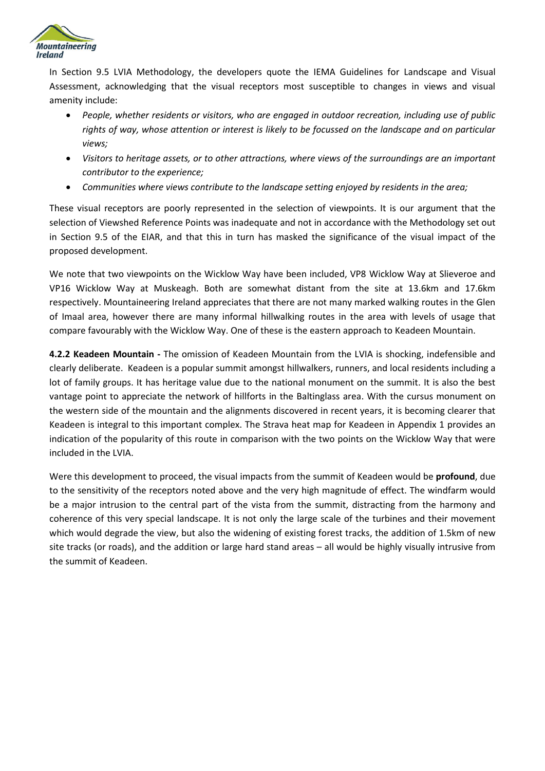In Section 9.5 LVIA Methodology, the developers quote the IEMA Guidelines for Landscape and Visual Assessment, acknowledging that the visual receptors most susceptible to changes in views and visual amenity include:

- *People, whether residents or visitors, who are engaged in outdoor recreation, including use of public rights of way, whose attention or interest is likely to be focussed on the landscape and on particular views;*
- *Visitors to heritage assets, or to other attractions, where views of the surroundings are an important contributor to the experience;*
- *Communities where views contribute to the landscape setting enjoyed by residents in the area;*

These visual receptors are poorly represented in the selection of viewpoints. It is our argument that the selection of Viewshed Reference Points was inadequate and not in accordance with the Methodology set out in Section 9.5 of the EIAR, and that this in turn has masked the significance of the visual impact of the proposed development.

We note that two viewpoints on the Wicklow Way have been included, VP8 Wicklow Way at Slieveroe and VP16 Wicklow Way at Muskeagh. Both are somewhat distant from the site at 13.6km and 17.6km respectively. Mountaineering Ireland appreciates that there are not many marked walking routes in the Glen of Imaal area, however there are many informal hillwalking routes in the area with levels of usage that compare favourably with the Wicklow Way. One of these is the eastern approach to Keadeen Mountain.

**4.2.2 Keadeen Mountain -** The omission of Keadeen Mountain from the LVIA is shocking, indefensible and clearly deliberate. Keadeen is a popular summit amongst hillwalkers, runners, and local residents including a lot of family groups. It has heritage value due to the national monument on the summit. It is also the best vantage point to appreciate the network of hillforts in the Baltinglass area. With the cursus monument on the western side of the mountain and the alignments discovered in recent years, it is becoming clearer that Keadeen is integral to this important complex. The Strava heat map for Keadeen in Appendix 1 provides an indication of the popularity of this route in comparison with the two points on the Wicklow Way that were included in the LVIA.

Were this development to proceed, the visual impacts from the summit of Keadeen would be **profound**, due to the sensitivity of the receptors noted above and the very high magnitude of effect. The windfarm would be a major intrusion to the central part of the vista from the summit, distracting from the harmony and coherence of this very special landscape. It is not only the large scale of the turbines and their movement which would degrade the view, but also the widening of existing forest tracks, the addition of 1.5km of new site tracks (or roads), and the addition or large hard stand areas – all would be highly visually intrusive from the summit of Keadeen.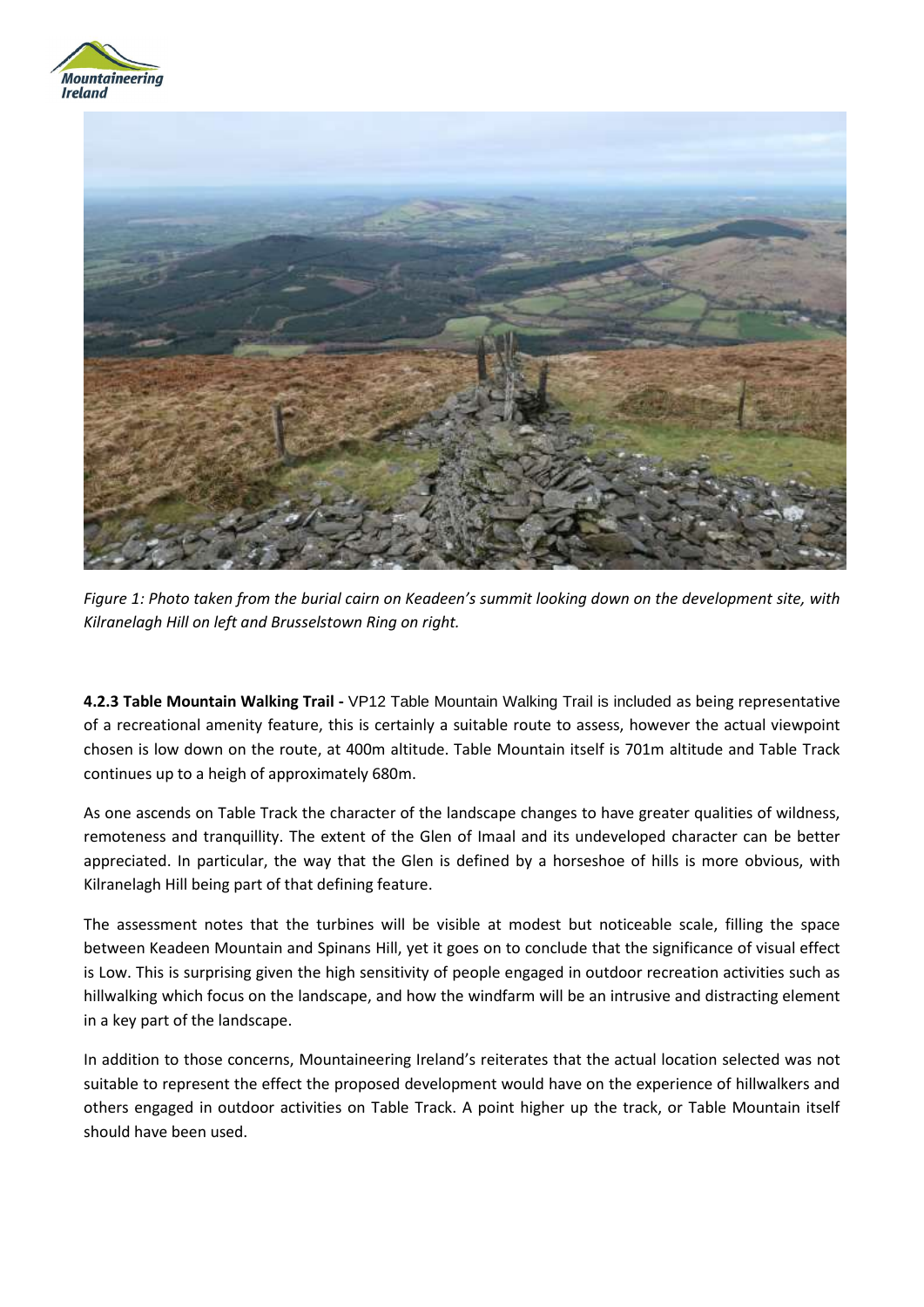*Figure 1: Photo taken from the burial cairn on Keadeen's summit looking down on the development site, with Kilranelagh Hill on left and Brusselstown Ring on right.*

**4.2.3 Table Mountain Walking Trail -** VP12 Table Mountain Walking Trail is included as being representative of a recreational amenity feature, this is certainly a suitable route to assess, however the actual viewpoint chosen is low down on the route, at 400m altitude. Table Mountain itself is 701m altitude and Table Track continues up to a heigh of approximately 680m.

As one ascends on Table Track the character of the landscape changes to have greater qualities of wildness, remoteness and tranquillity. The extent of the Glen of Imaal and its undeveloped character can be better appreciated. In particular, the way that the Glen is defined by a horseshoe of hills is more obvious, with Kilranelagh Hill being part of that defining feature.

The assessment notes that the turbines will be visible at modest but noticeable scale, filling the space between Keadeen Mountain and Spinans Hill, yet it goes on to conclude that the significance of visual effect is Low. This is surprising given the high sensitivity of people engaged in outdoor recreation activities such as hillwalking which focus on the landscape, and how the windfarm will be an intrusive and distracting element in a key part of the landscape.

In addition to those concerns, Mountaineering Ireland's reiterates that the actual location selected was not suitable to represent the effect the proposed development would have on the experience of hillwalkers and others engaged in outdoor activities on Table Track. A point higher up the track, or Table Mountain itself should have been used.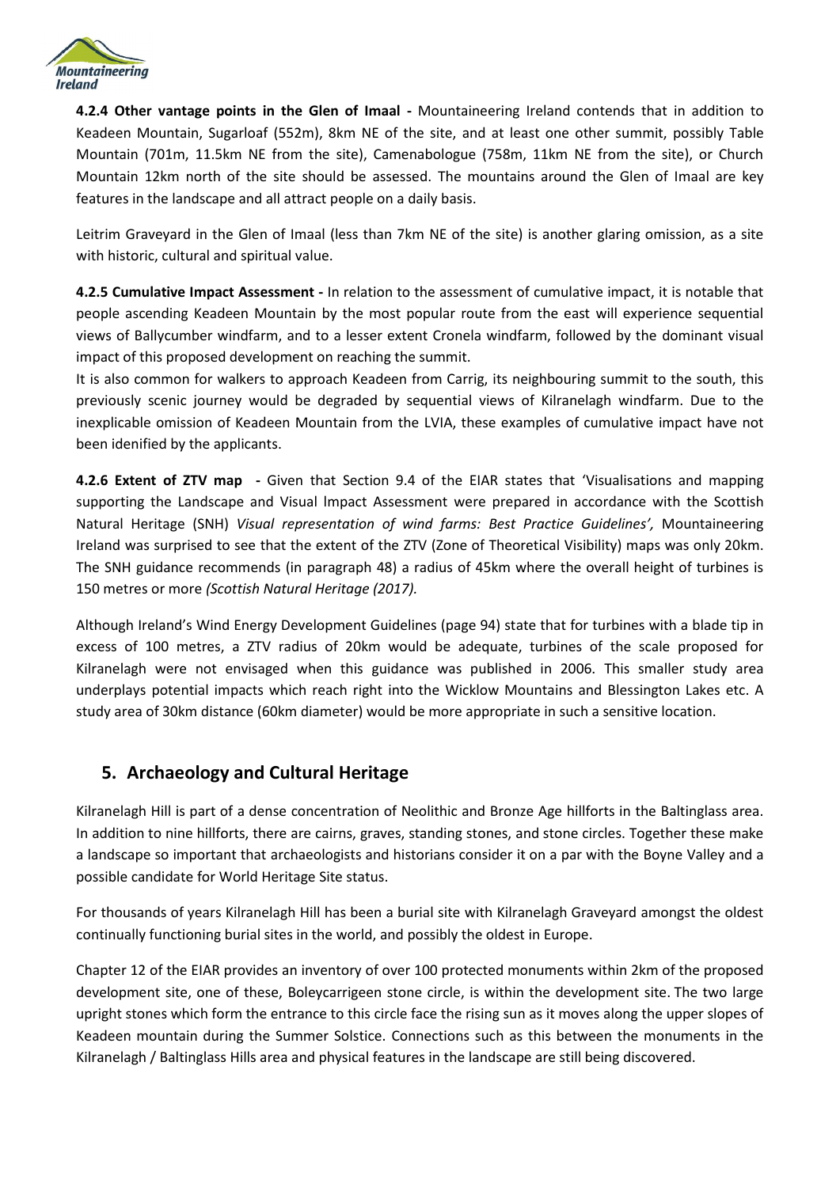**4.2.4 Other vantage points in the Glen of Imaal -** Mountaineering Ireland contends that in addition to Keadeen Mountain, Sugarloaf (552m), 8km NE of the site, and at least one other summit, possibly Table Mountain (701m, 11.5km NE from the site), Camenabologue (758m, 11km NE from the site), or Church Mountain 12km north of the site should be assessed. The mountains around the Glen of Imaal are key features in the landscape and all attract people on a daily basis.

Leitrim Graveyard in the Glen of Imaal (less than 7km NE of the site) is another glaring omission, as a site with historic, cultural and spiritual value.

**4.2.5 Cumulative Impact Assessment -** In relation to the assessment of cumulative impact, it is notable that people ascending Keadeen Mountain by the most popular route from the east will experience sequential views of Ballycumber windfarm, and to a lesser extent Cronela windfarm, followed by the dominant visual impact of this proposed development on reaching the summit.

It is also common for walkers to approach Keadeen from Carrig, its neighbouring summit to the south, this previously scenic journey would be degraded by sequential views of Kilranelagh windfarm. Due to the inexplicable omission of Keadeen Mountain from the LVIA, these examples of cumulative impact have not been idenified by the applicants.

**4.2.6 Extent of ZTV map -** Given that Section 9.4 of the EIAR states that 'Visualisations and mapping supporting the Landscape and Visual lmpact Assessment were prepared in accordance with the Scottish Natural Heritage (SNH) *Visual representation of wind farms: Best Practice Guidelines',* Mountaineering Ireland was surprised to see that the extent of the ZTV (Zone of Theoretical Visibility) maps was only 20km. The SNH guidance recommends (in paragraph 48) a radius of 45km where the overall height of turbines is 150 metres or more *(Scottish Natural Heritage (2017).*

Although Ireland's Wind Energy Development Guidelines (page 94) state that for turbines with a blade tip in excess of 100 metres, a ZTV radius of 20km would be adequate, turbines of the scale proposed for Kilranelagh were not envisaged when this guidance was published in 2006. This smaller study area underplays potential impacts which reach right into the Wicklow Mountains and Blessington Lakes etc. A study area of 30km distance (60km diameter) would be more appropriate in such a sensitive location.

## 5. Archaeology and Cultural Heritage

Kilranelagh Hill is part of a dense concentration of Neolithic and Bronze Age hillforts in the Baltinglass area. In addition to nine hillforts, there are cairns, graves, standing stones, and stone circles. Together these make a landscape so important that archaeologists and historians consider it on a par with the Boyne Valley and a possible candidate for World Heritage Site status.

For thousands of years Kilranelagh Hill has been a burial site with Kilranelagh Graveyard amongst the oldest continually functioning burial sites in the world, and possibly the oldest in Europe.

Chapter 12 of the EIAR provides an inventory of over 100 protected monuments within 2km of the proposed development site, one of these, Boleycarrigeen stone circle, is within the development site. The two large upright stones which form the entrance to this circle face the rising sun as it moves along the upper slopes of Keadeen mountain during the Summer Solstice. Connections such as this between the monuments in the Kilranelagh / Baltinglass Hills area and physical features in the landscape are still being discovered.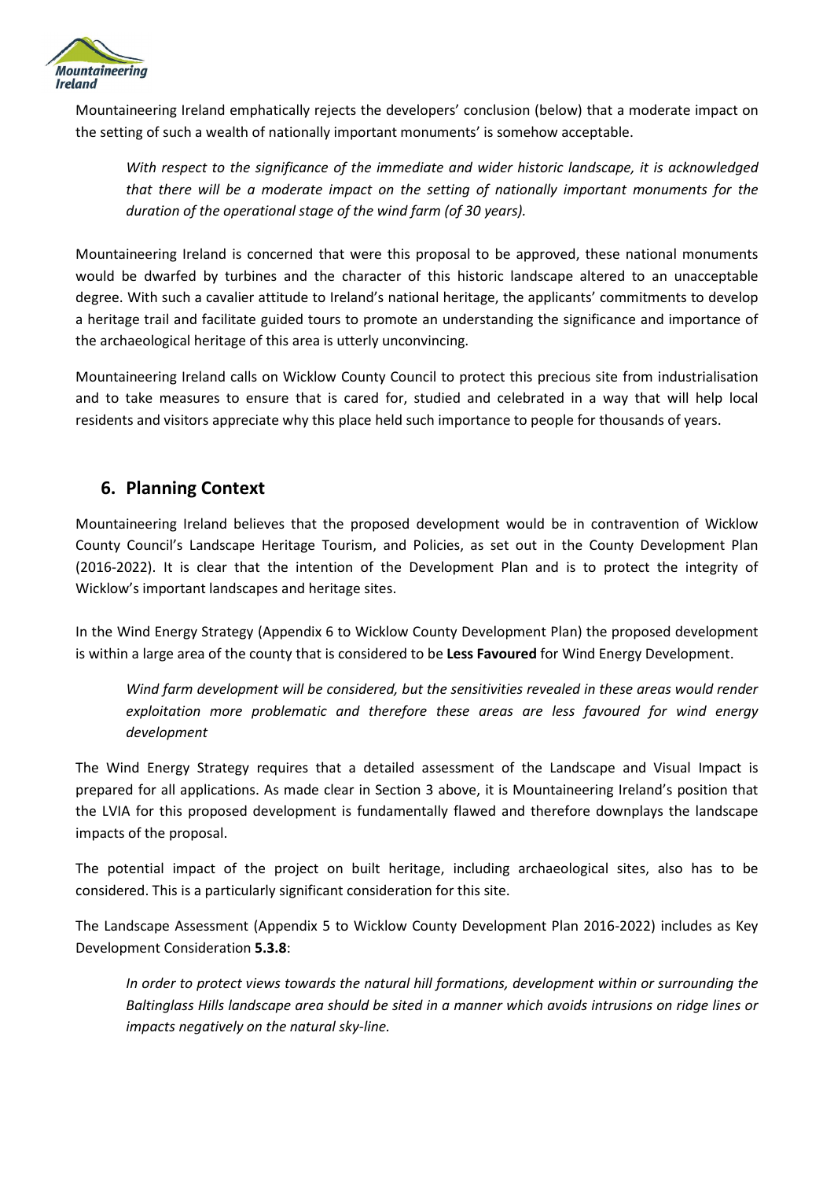Mountaineering Ireland emphatically rejects the developers' conclusion (below) that a moderate impact on the setting of such a wealth of nationally important monuments' is somehow acceptable.

> *With respect to the significance of the immediate and wider historic landscape, it is acknowledged that there will be a moderate impact on the setting of nationally important monuments for the duration of the operational stage of the wind farm (of 30 years).*

Mountaineering Ireland is concerned that were this proposal to be approved, these national monuments would be dwarfed by turbines and the character of this historic landscape altered to an unacceptable degree. With such a cavalier attitude to Ireland's national heritage, the applicants' commitments to develop a heritage trail and facilitate guided tours to promote an understanding the significance and importance of the archaeological heritage of this area is utterly unconvincing.

Mountaineering Ireland calls on Wicklow County Council to protect this precious site from industrialisation and to take measures to ensure that is cared for, studied and celebrated in a way that will help local residents and visitors appreciate why this place held such importance to people for thousands of years.

## 6. Planning Context

Mountaineering Ireland believes that the proposed development would be in contravention of Wicklow County Council's Landscape Heritage Tourism, and Policies, as set out in the County Development Plan (2016-2022). It is clear that the intention of the Development Plan and is to protect the integrity of Wicklow's important landscapes and heritage sites.

In the Wind Energy Strategy (Appendix 6 to Wicklow County Development Plan) the proposed development is within a large area of the county that is considered to be **Less Favoured** for Wind Energy Development.

> *Wind farm development will be considered, but the sensitivities revealed in these areas would render exploitation more problematic and therefore these areas are less favoured for wind energy development*

The Wind Energy Strategy requires that a detailed assessment of the Landscape and Visual Impact is prepared for all applications. As made clear in Section 3 above, it is Mountaineering Ireland's position that the LVIA for this proposed development is fundamentally flawed and therefore downplays the landscape impacts of the proposal.

The potential impact of the project on built heritage, including archaeological sites, also has to be considered. This is a particularly significant consideration for this site.

The Landscape Assessment (Appendix 5 to Wicklow County Development Plan 2016-2022) includes as Key Development Consideration **5.3.8**:

> *In order to protect views towards the natural hill formations, development within or surrounding the Baltinglass Hills landscape area should be sited in a manner which avoids intrusions on ridge lines or impacts negatively on the natural sky-line.*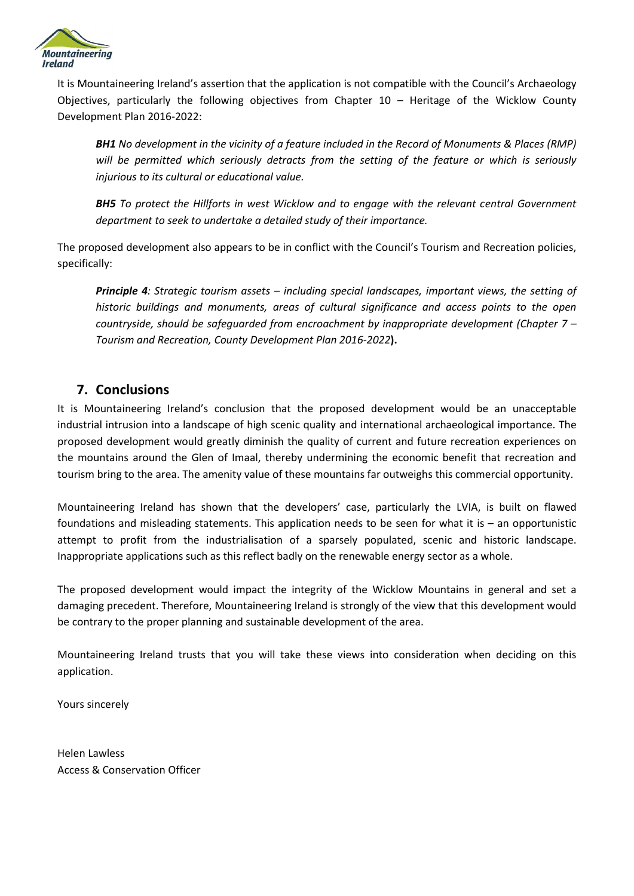It is Mountaineering Ireland's assertion that the application is not compatible with the Council's Archaeology Objectives, particularly the following objectives from Chapter 10 – Heritage of the Wicklow County Development Plan 2016-2022:

> ***BH1*** *No development in the vicinity of a feature included in the Record of Monuments & Places (RMP) will be permitted which seriously detracts from the setting of the feature or which is seriously injurious to its cultural or educational value.*
>
> ***BH5*** *To protect the Hillforts in west Wicklow and to engage with the relevant central Government department to seek to undertake a detailed study of their importance.*

The proposed development also appears to be in conflict with the Council's Tourism and Recreation policies, specifically:

> ***Principle 4****: Strategic tourism assets – including special landscapes, important views, the setting of historic buildings and monuments, areas of cultural significance and access points to the open countryside, should be safeguarded from encroachment by inappropriate development (Chapter 7 – Tourism and Recreation, County Development Plan 2016-2022***).**

## 7. Conclusions

It is Mountaineering Ireland's conclusion that the proposed development would be an unacceptable industrial intrusion into a landscape of high scenic quality and international archaeological importance. The proposed development would greatly diminish the quality of current and future recreation experiences on the mountains around the Glen of Imaal, thereby undermining the economic benefit that recreation and tourism bring to the area. The amenity value of these mountains far outweighs this commercial opportunity.

Mountaineering Ireland has shown that the developers' case, particularly the LVIA, is built on flawed foundations and misleading statements. This application needs to be seen for what it is – an opportunistic attempt to profit from the industrialisation of a sparsely populated, scenic and historic landscape. Inappropriate applications such as this reflect badly on the renewable energy sector as a whole.

The proposed development would impact the integrity of the Wicklow Mountains in general and set a damaging precedent. Therefore, Mountaineering Ireland is strongly of the view that this development would be contrary to the proper planning and sustainable development of the area.

Mountaineering Ireland trusts that you will take these views into consideration when deciding on this application.

Yours sincerely

Helen Lawless
Access & Conservation Officer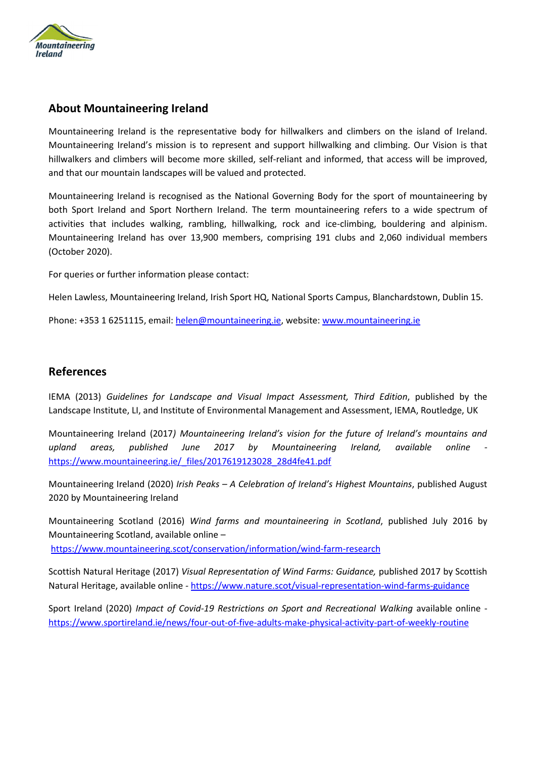## About Mountaineering Ireland

Mountaineering Ireland is the representative body for hillwalkers and climbers on the island of Ireland. Mountaineering Ireland's mission is to represent and support hillwalking and climbing. Our Vision is that hillwalkers and climbers will become more skilled, self-reliant and informed, that access will be improved, and that our mountain landscapes will be valued and protected.

Mountaineering Ireland is recognised as the National Governing Body for the sport of mountaineering by both Sport Ireland and Sport Northern Ireland. The term mountaineering refers to a wide spectrum of activities that includes walking, rambling, hillwalking, rock and ice-climbing, bouldering and alpinism. Mountaineering Ireland has over 13,900 members, comprising 191 clubs and 2,060 individual members (October 2020).

For queries or further information please contact:

Helen Lawless, Mountaineering Ireland, Irish Sport HQ, National Sports Campus, Blanchardstown, Dublin 15.

Phone: +353 1 6251115, email: helen@mountaineering.ie, website: www.mountaineering.ie

## References

IEMA (2013) *Guidelines for Landscape and Visual Impact Assessment, Third Edition*, published by the Landscape Institute, LI, and Institute of Environmental Management and Assessment, IEMA, Routledge, UK

Mountaineering Ireland (2017*) Mountaineering Ireland's vision for the future of Ireland's mountains and upland areas, published June 2017 by Mountaineering Ireland, available online* - https://www.mountaineering.ie/_files/2017619123028_28d4fe41.pdf

Mountaineering Ireland (2020) *Irish Peaks – A Celebration of Ireland's Highest Mountains*, published August 2020 by Mountaineering Ireland

Mountaineering Scotland (2016) *Wind farms and mountaineering in Scotland*, published July 2016 by Mountaineering Scotland, available online – https://www.mountaineering.scot/conservation/information/wind-farm-research

Scottish Natural Heritage (2017) *Visual Representation of Wind Farms: Guidance,* published 2017 by Scottish Natural Heritage, available online - https://www.nature.scot/visual-representation-wind-farms-guidance

Sport Ireland (2020) *Impact of Covid-19 Restrictions on Sport and Recreational Walking* available online - https://www.sportireland.ie/news/four-out-of-five-adults-make-physical-activity-part-of-weekly-routine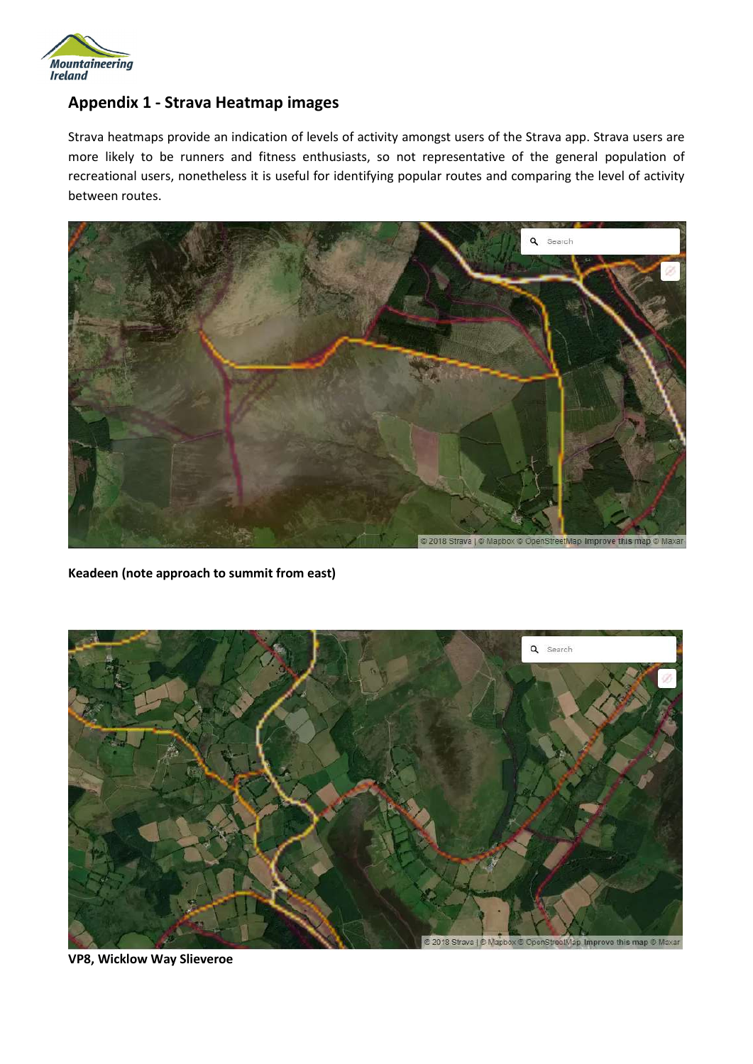## Appendix 1 - Strava Heatmap images

Strava heatmaps provide an indication of levels of activity amongst users of the Strava app. Strava users are more likely to be runners and fitness enthusiasts, so not representative of the general population of recreational users, nonetheless it is useful for identifying popular routes and comparing the level of activity between routes.

**Keadeen (note approach to summit from east)**

**VP8, Wicklow Way Slieveroe**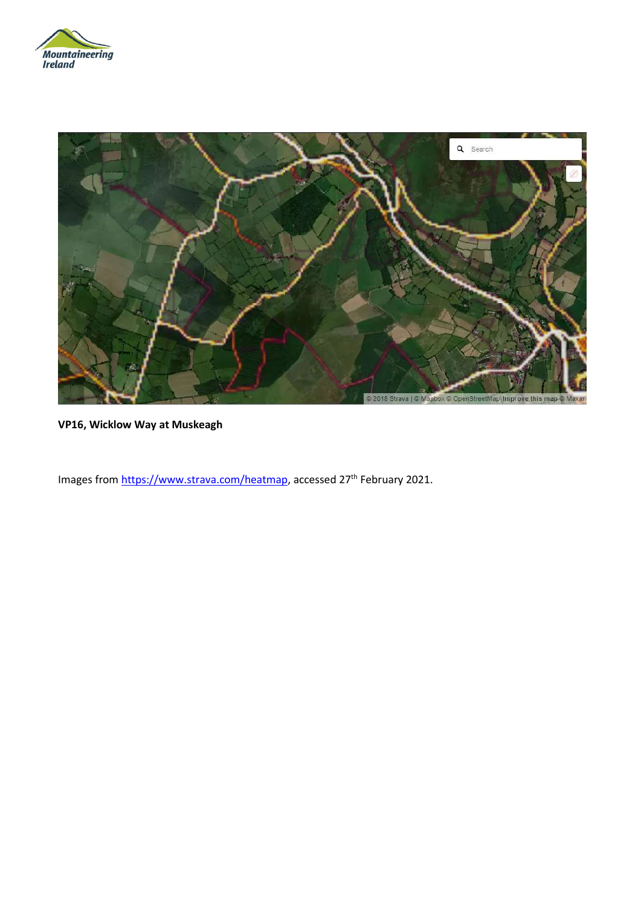**VP16, Wicklow Way at Muskeagh**

Images from https://www.strava.com/heatmap, accessed 27th February 2021.